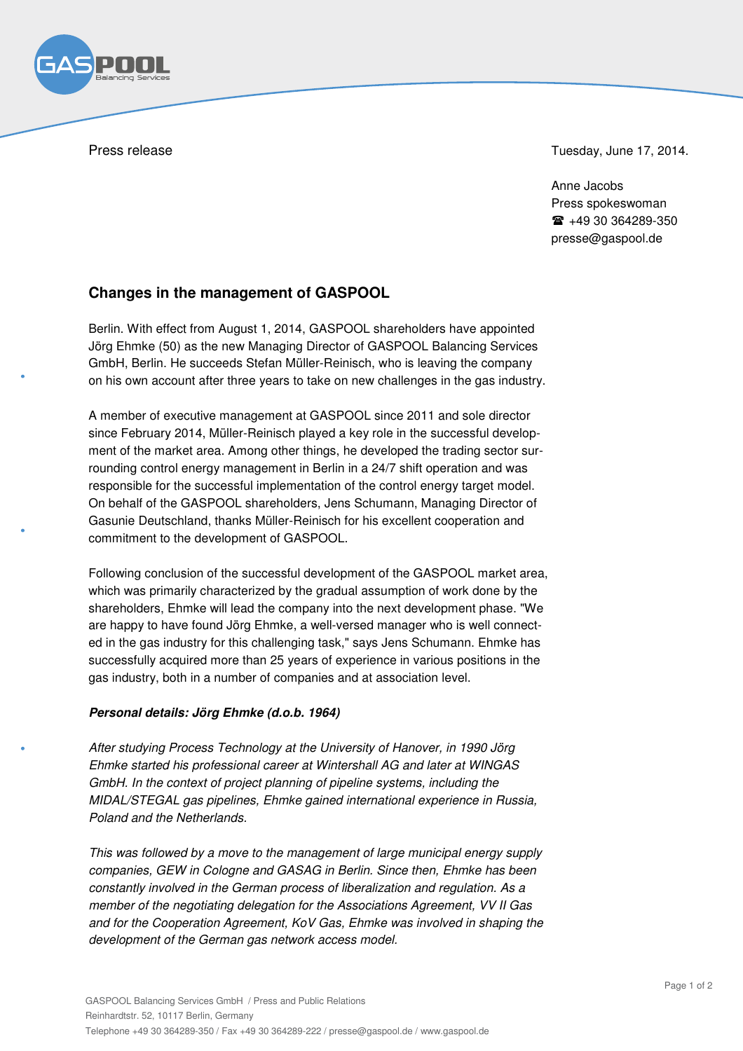Press release

Tuesday, June 17, 2014.

Anne Jacobs
Press spokeswoman
☎ +49 30 364289-350
presse@gaspool.de

## Changes in the management of GASPOOL

Berlin. With effect from August 1, 2014, GASPOOL shareholders have appointed Jörg Ehmke (50) as the new Managing Director of GASPOOL Balancing Services GmbH, Berlin. He succeeds Stefan Müller-Reinisch, who is leaving the company on his own account after three years to take on new challenges in the gas industry.

A member of executive management at GASPOOL since 2011 and sole director since February 2014, Müller-Reinisch played a key role in the successful development of the market area. Among other things, he developed the trading sector surrounding control energy management in Berlin in a 24/7 shift operation and was responsible for the successful implementation of the control energy target model. On behalf of the GASPOOL shareholders, Jens Schumann, Managing Director of Gasunie Deutschland, thanks Müller-Reinisch for his excellent cooperation and commitment to the development of GASPOOL.

Following conclusion of the successful development of the GASPOOL market area, which was primarily characterized by the gradual assumption of work done by the shareholders, Ehmke will lead the company into the next development phase. "We are happy to have found Jörg Ehmke, a well-versed manager who is well connected in the gas industry for this challenging task," says Jens Schumann. Ehmke has successfully acquired more than 25 years of experience in various positions in the gas industry, both in a number of companies and at association level.

***Personal details: Jörg Ehmke (d.o.b. 1964)***

*After studying Process Technology at the University of Hanover, in 1990 Jörg Ehmke started his professional career at Wintershall AG and later at WINGAS GmbH. In the context of project planning of pipeline systems, including the MIDAL/STEGAL gas pipelines, Ehmke gained international experience in Russia, Poland and the Netherlands.*

*This was followed by a move to the management of large municipal energy supply companies, GEW in Cologne and GASAG in Berlin. Since then, Ehmke has been constantly involved in the German process of liberalization and regulation. As a member of the negotiating delegation for the Associations Agreement, VV II Gas and for the Cooperation Agreement, KoV Gas, Ehmke was involved in shaping the development of the German gas network access model.*

GASPOOL Balancing Services GmbH / Press and Public Relations
Reinhardtstr. 52, 10117 Berlin, Germany
Telephone +49 30 364289-350 / Fax +49 30 364289-222 / presse@gaspool.de / www.gaspool.de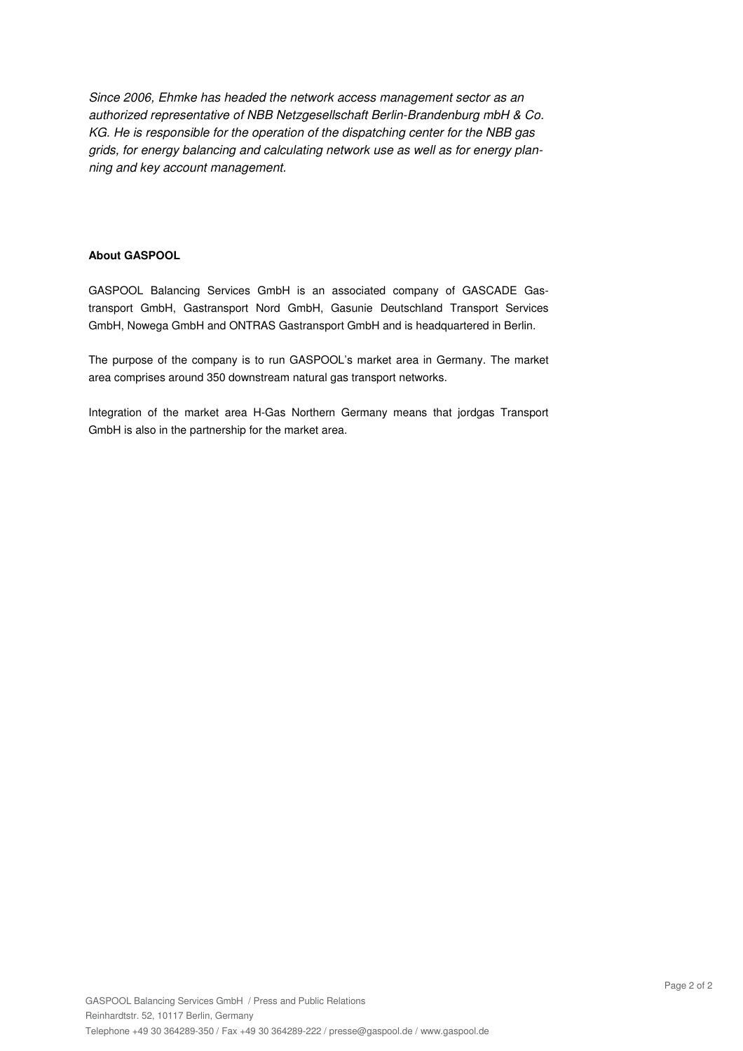*Since 2006, Ehmke has headed the network access management sector as an authorized representative of NBB Netzgesellschaft Berlin-Brandenburg mbH & Co. KG. He is responsible for the operation of the dispatching center for the NBB gas grids, for energy balancing and calculating network use as well as for energy planning and key account management.*

**About GASPOOL**

GASPOOL Balancing Services GmbH is an associated company of GASCADE Gastransport GmbH, Gastransport Nord GmbH, Gasunie Deutschland Transport Services GmbH, Nowega GmbH and ONTRAS Gastransport GmbH and is headquartered in Berlin.

The purpose of the company is to run GASPOOL's market area in Germany. The market area comprises around 350 downstream natural gas transport networks.

Integration of the market area H-Gas Northern Germany means that jordgas Transport GmbH is also in the partnership for the market area.

GASPOOL Balancing Services GmbH / Press and Public Relations
Reinhardtstr. 52, 10117 Berlin, Germany
Telephone +49 30 364289-350 / Fax +49 30 364289-222 / presse@gaspool.de / www.gaspool.de